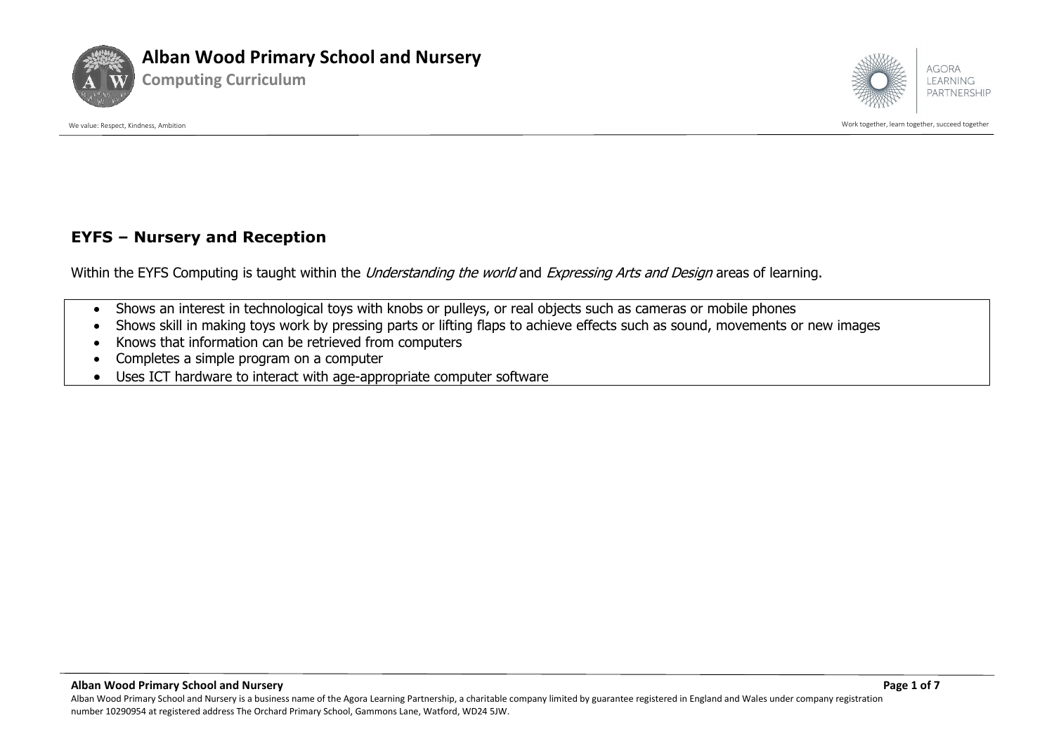## EYFS – Nursery and Reception

Within the EYFS Computing is taught within the *Understanding the world* and *Expressing Arts and Design* areas of learning.

- Shows an interest in technological toys with knobs or pulleys, or real objects such as cameras or mobile phones
- Shows skill in making toys work by pressing parts or lifting flaps to achieve effects such as sound, movements or new images
- Knows that information can be retrieved from computers
- Completes a simple program on a computer
- Uses ICT hardware to interact with age-appropriate computer software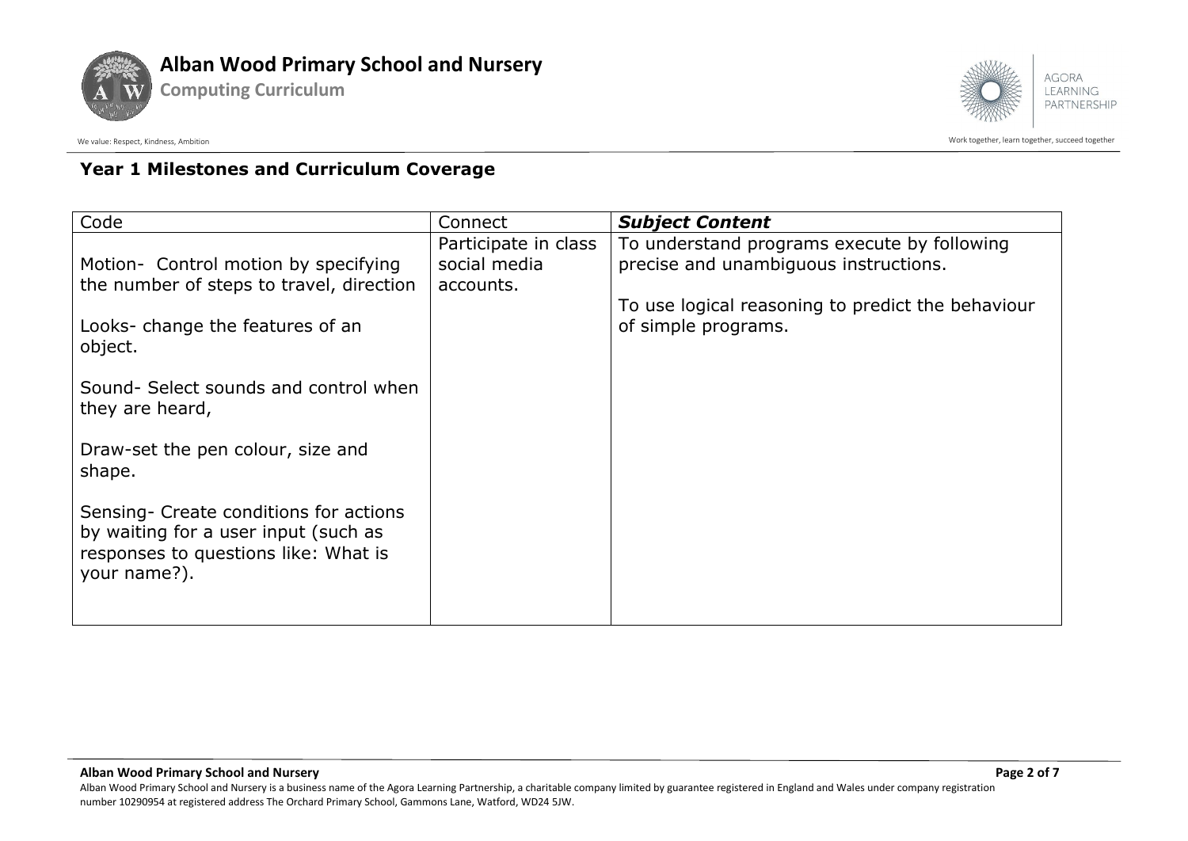## Year 1 Milestones and Curriculum Coverage

| Code | Connect | ***Subject Content*** |
|---|---|---|
| Motion- Control motion by specifying the number of steps to travel, direction<br><br>Looks- change the features of an object.<br><br>Sound- Select sounds and control when they are heard,<br><br>Draw-set the pen colour, size and shape.<br><br>Sensing- Create conditions for actions by waiting for a user input (such as responses to questions like: What is your name?). | Participate in class social media accounts. | To understand programs execute by following precise and unambiguous instructions.<br><br>To use logical reasoning to predict the behaviour of simple programs. |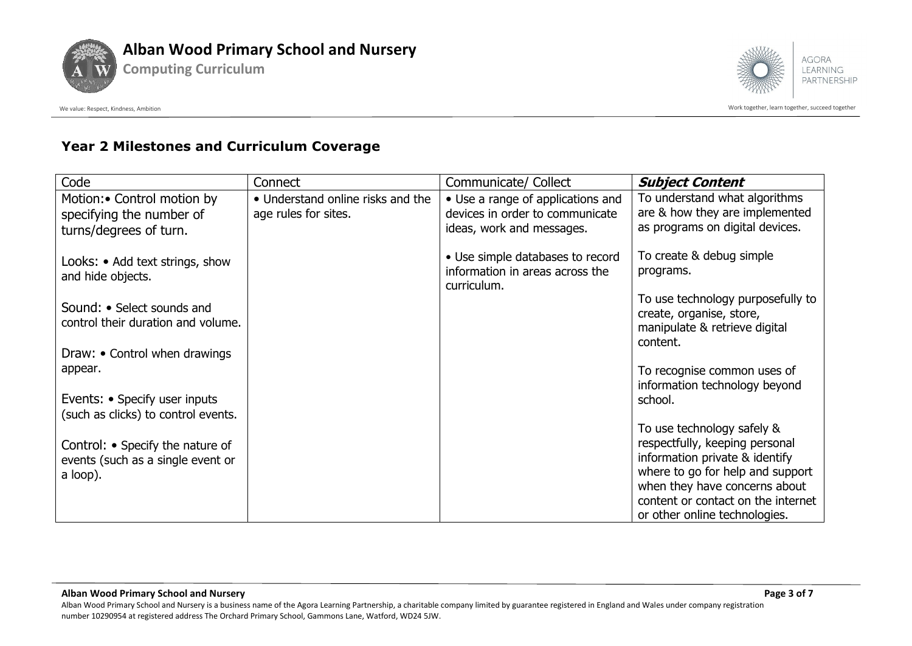## Year 2 Milestones and Curriculum Coverage

| Code | Connect | Communicate/ Collect | ***Subject Content*** |
|---|---|---|---|
| Motion:• Control motion by specifying the number of turns/degrees of turn.<br><br>Looks: • Add text strings, show and hide objects.<br><br>Sound: • Select sounds and control their duration and volume.<br><br>Draw: • Control when drawings appear.<br><br>Events: • Specify user inputs (such as clicks) to control events.<br><br>Control: • Specify the nature of events (such as a single event or a loop). | • Understand online risks and the age rules for sites. | • Use a range of applications and devices in order to communicate ideas, work and messages.<br><br>• Use simple databases to record information in areas across the curriculum. | To understand what algorithms are & how they are implemented as programs on digital devices.<br><br>To create & debug simple programs.<br><br>To use technology purposefully to create, organise, store, manipulate & retrieve digital content.<br><br>To recognise common uses of information technology beyond school.<br><br>To use technology safely & respectfully, keeping personal information private & identify where to go for help and support when they have concerns about content or contact on the internet or other online technologies. |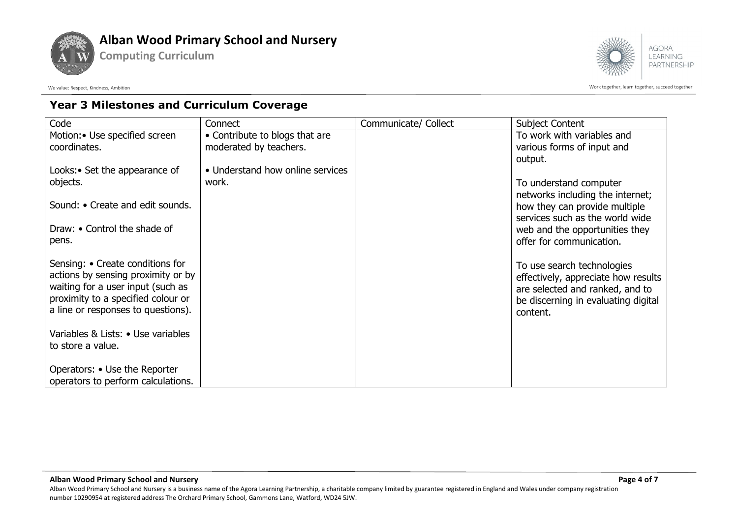## Year 3 Milestones and Curriculum Coverage

| Code | Connect | Communicate/ Collect | Subject Content |
|---|---|---|---|
| Motion:• Use specified screen coordinates.<br><br>Looks:• Set the appearance of objects.<br><br>Sound: • Create and edit sounds.<br><br>Draw: • Control the shade of pens.<br><br>Sensing: • Create conditions for actions by sensing proximity or by waiting for a user input (such as proximity to a specified colour or a line or responses to questions).<br><br>Variables & Lists: • Use variables to store a value.<br><br>Operators: • Use the Reporter operators to perform calculations. | • Contribute to blogs that are moderated by teachers.<br><br>• Understand how online services work. | | To work with variables and various forms of input and output.<br><br>To understand computer networks including the internet; how they can provide multiple services such as the world wide web and the opportunities they offer for communication.<br><br>To use search technologies effectively, appreciate how results are selected and ranked, and to be discerning in evaluating digital content. |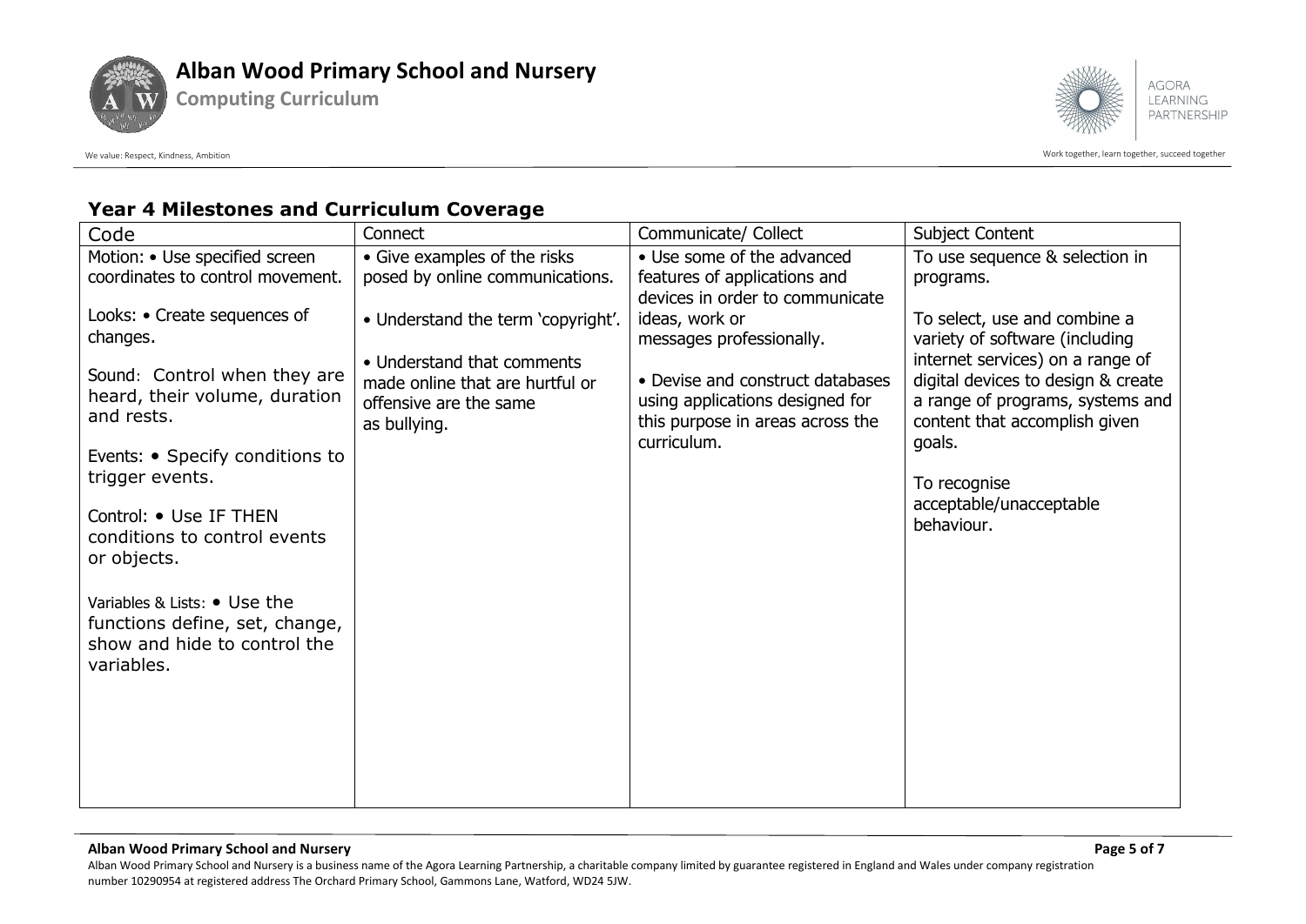## Year 4 Milestones and Curriculum Coverage

| Code | Connect | Communicate/ Collect | Subject Content |
| --- | --- | --- | --- |
| Motion: • Use specified screen coordinates to control movement.<br><br>Looks: • Create sequences of changes.<br><br>Sound: Control when they are heard, their volume, duration and rests.<br><br>Events: • Specify conditions to trigger events.<br><br>Control: • Use IF THEN conditions to control events or objects.<br><br>Variables & Lists: • Use the functions define, set, change, show and hide to control the variables. | • Give examples of the risks posed by online communications.<br><br>• Understand the term 'copyright'.<br><br>• Understand that comments made online that are hurtful or offensive are the same as bullying. | • Use some of the advanced features of applications and devices in order to communicate ideas, work or messages professionally.<br><br>• Devise and construct databases using applications designed for this purpose in areas across the curriculum. | To use sequence & selection in programs.<br><br>To select, use and combine a variety of software (including internet services) on a range of digital devices to design & create a range of programs, systems and content that accomplish given goals.<br><br>To recognise acceptable/unacceptable behaviour. |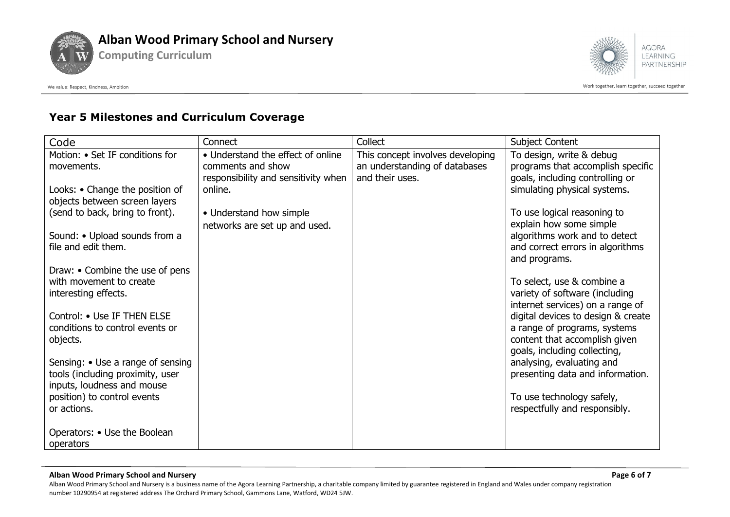## Year 5 Milestones and Curriculum Coverage

| Code | Connect | Collect | Subject Content |
|---|---|---|---|
| Motion: • Set IF conditions for movements.<br><br>Looks: • Change the position of objects between screen layers (send to back, bring to front).<br><br>Sound: • Upload sounds from a file and edit them.<br><br>Draw: • Combine the use of pens with movement to create interesting effects.<br><br>Control: • Use IF THEN ELSE conditions to control events or objects.<br><br>Sensing: • Use a range of sensing tools (including proximity, user inputs, loudness and mouse position) to control events or actions.<br><br>Operators: • Use the Boolean operators | • Understand the effect of online comments and show responsibility and sensitivity when online.<br><br>• Understand how simple networks are set up and used. | This concept involves developing an understanding of databases and their uses. | To design, write & debug programs that accomplish specific goals, including controlling or simulating physical systems.<br><br>To use logical reasoning to explain how some simple algorithms work and to detect and correct errors in algorithms and programs.<br><br>To select, use & combine a variety of software (including internet services) on a range of digital devices to design & create a range of programs, systems content that accomplish given goals, including collecting, analysing, evaluating and presenting data and information.<br><br>To use technology safely, respectfully and responsibly. |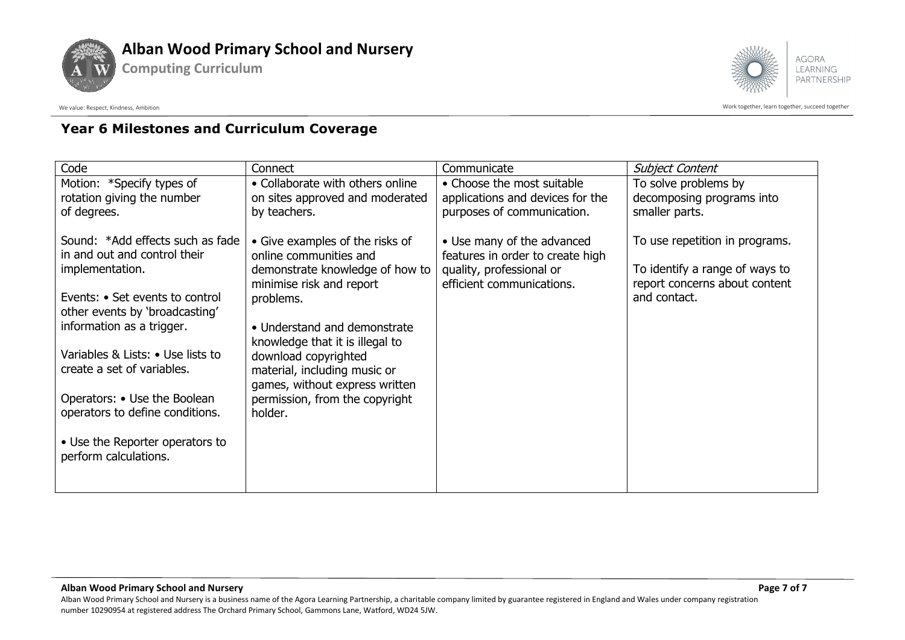### Year 6 Milestones and Curriculum Coverage

| Code | Connect | Communicate | *Subject Content* |
|---|---|---|---|
| Motion: *Specify types of rotation giving the number of degrees.<br><br>Sound: *Add effects such as fade in and out and control their implementation.<br><br>Events: • Set events to control other events by 'broadcasting' information as a trigger.<br><br>Variables & Lists: • Use lists to create a set of variables.<br><br>Operators: • Use the Boolean operators to define conditions.<br><br>• Use the Reporter operators to perform calculations. | • Collaborate with others online on sites approved and moderated by teachers.<br><br>• Give examples of the risks of online communities and demonstrate knowledge of how to minimise risk and report problems.<br><br>• Understand and demonstrate knowledge that it is illegal to download copyrighted material, including music or games, without express written permission, from the copyright holder. | • Choose the most suitable applications and devices for the purposes of communication.<br><br>• Use many of the advanced features in order to create high quality, professional or efficient communications. | To solve problems by decomposing programs into smaller parts.<br><br>To use repetition in programs.<br><br>To identify a range of ways to report concerns about content and contact. |